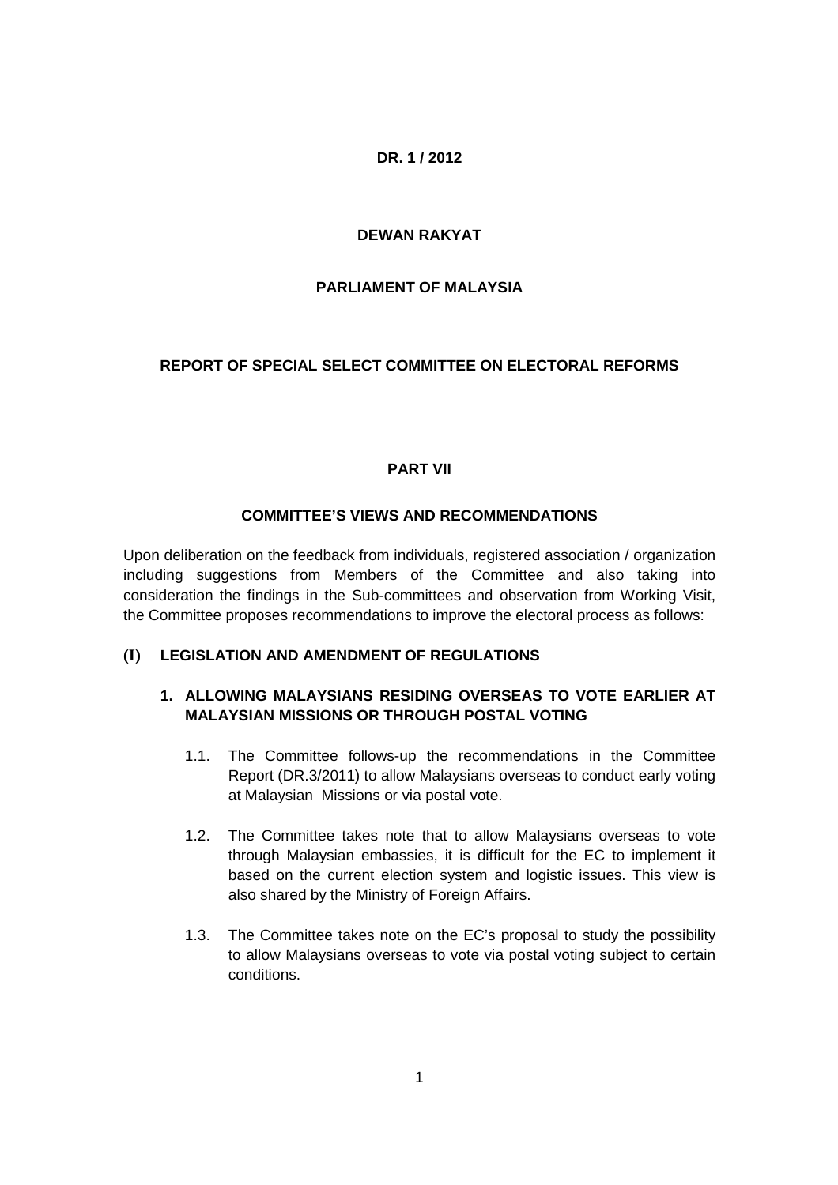**DR. 1 / 2012**

**DEWAN RAKYAT**

**PARLIAMENT OF MALAYSIA**

# REPORT OF SPECIAL SELECT COMMITTEE ON ELECTORAL REFORMS

## PART VII

## COMMITTEE'S VIEWS AND RECOMMENDATIONS

Upon deliberation on the feedback from individuals, registered association / organization including suggestions from Members of the Committee and also taking into consideration the findings in the Sub-committees and observation from Working Visit, the Committee proposes recommendations to improve the electoral process as follows:

### (I) LEGISLATION AND AMENDMENT OF REGULATIONS

#### 1. ALLOWING MALAYSIANS RESIDING OVERSEAS TO VOTE EARLIER AT MALAYSIAN MISSIONS OR THROUGH POSTAL VOTING

1.1. The Committee follows-up the recommendations in the Committee Report (DR.3/2011) to allow Malaysians overseas to conduct early voting at Malaysian Missions or via postal vote.

1.2. The Committee takes note that to allow Malaysians overseas to vote through Malaysian embassies, it is difficult for the EC to implement it based on the current election system and logistic issues. This view is also shared by the Ministry of Foreign Affairs.

1.3. The Committee takes note on the EC's proposal to study the possibility to allow Malaysians overseas to vote via postal voting subject to certain conditions.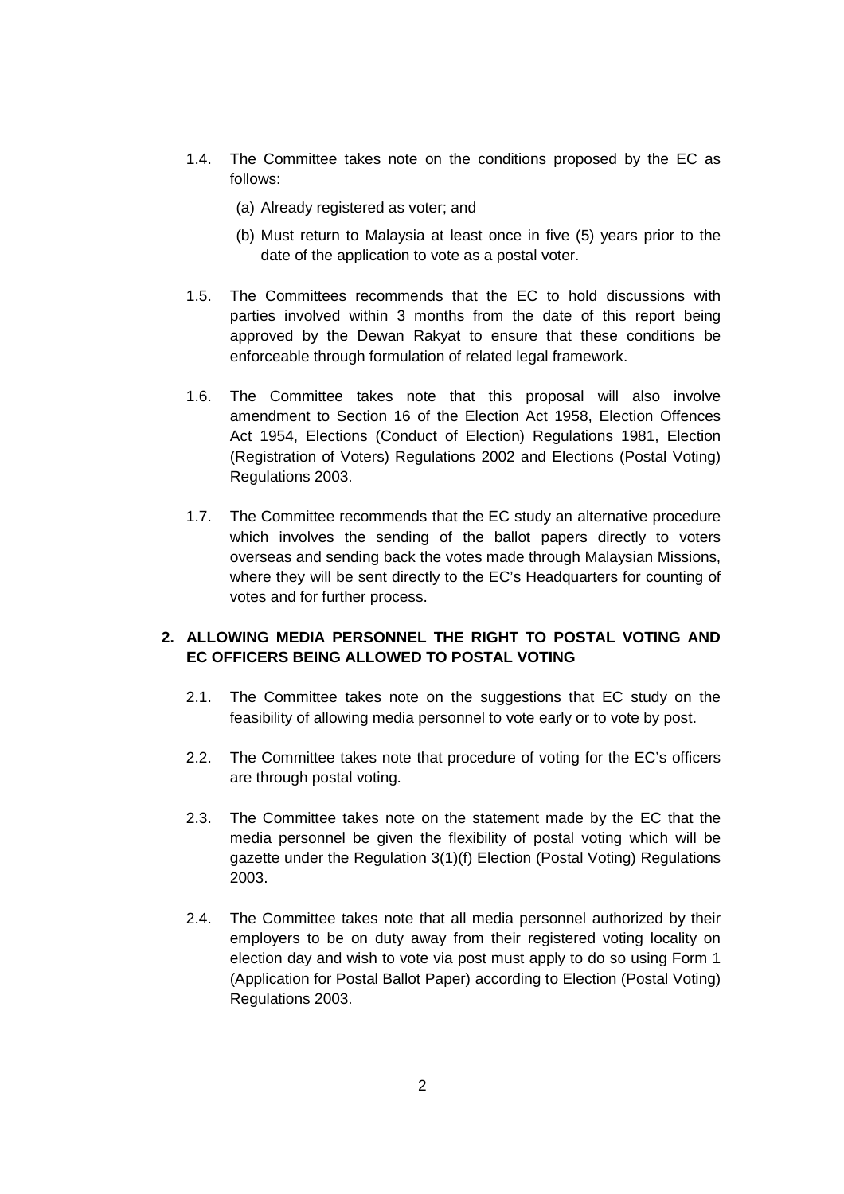1.4. The Committee takes note on the conditions proposed by the EC as follows:

(a) Already registered as voter; and

(b) Must return to Malaysia at least once in five (5) years prior to the date of the application to vote as a postal voter.

1.5. The Committees recommends that the EC to hold discussions with parties involved within 3 months from the date of this report being approved by the Dewan Rakyat to ensure that these conditions be enforceable through formulation of related legal framework.

1.6. The Committee takes note that this proposal will also involve amendment to Section 16 of the Election Act 1958, Election Offences Act 1954, Elections (Conduct of Election) Regulations 1981, Election (Registration of Voters) Regulations 2002 and Elections (Postal Voting) Regulations 2003.

1.7. The Committee recommends that the EC study an alternative procedure which involves the sending of the ballot papers directly to voters overseas and sending back the votes made through Malaysian Missions, where they will be sent directly to the EC's Headquarters for counting of votes and for further process.

**2. ALLOWING MEDIA PERSONNEL THE RIGHT TO POSTAL VOTING AND EC OFFICERS BEING ALLOWED TO POSTAL VOTING**

2.1. The Committee takes note on the suggestions that EC study on the feasibility of allowing media personnel to vote early or to vote by post.

2.2. The Committee takes note that procedure of voting for the EC's officers are through postal voting.

2.3. The Committee takes note on the statement made by the EC that the media personnel be given the flexibility of postal voting which will be gazette under the Regulation 3(1)(f) Election (Postal Voting) Regulations 2003.

2.4. The Committee takes note that all media personnel authorized by their employers to be on duty away from their registered voting locality on election day and wish to vote via post must apply to do so using Form 1 (Application for Postal Ballot Paper) according to Election (Postal Voting) Regulations 2003.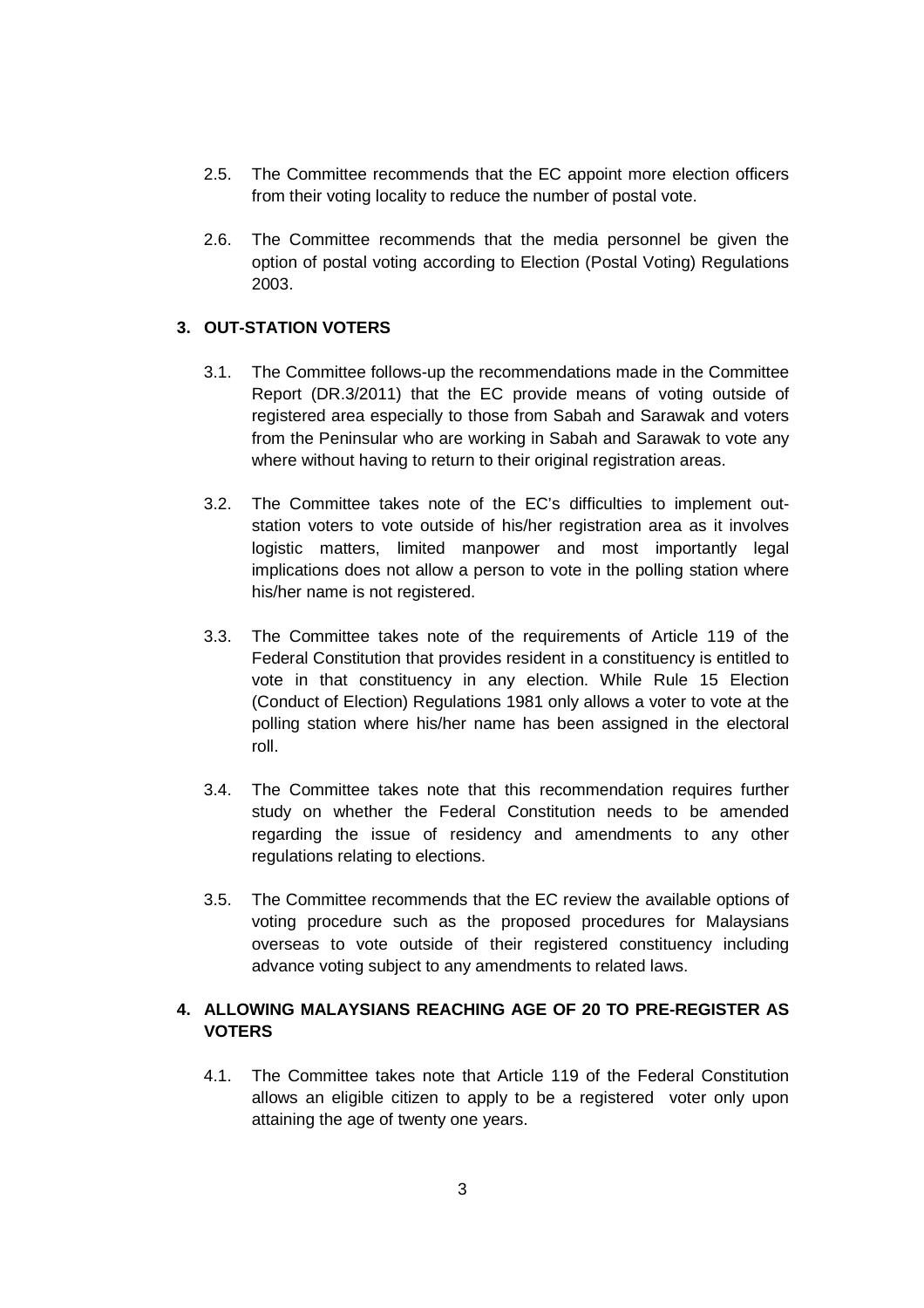2.5. The Committee recommends that the EC appoint more election officers from their voting locality to reduce the number of postal vote.

2.6. The Committee recommends that the media personnel be given the option of postal voting according to Election (Postal Voting) Regulations 2003.

## 3. OUT-STATION VOTERS

3.1. The Committee follows-up the recommendations made in the Committee Report (DR.3/2011) that the EC provide means of voting outside of registered area especially to those from Sabah and Sarawak and voters from the Peninsular who are working in Sabah and Sarawak to vote any where without having to return to their original registration areas.

3.2. The Committee takes note of the EC's difficulties to implement out-station voters to vote outside of his/her registration area as it involves logistic matters, limited manpower and most importantly legal implications does not allow a person to vote in the polling station where his/her name is not registered.

3.3. The Committee takes note of the requirements of Article 119 of the Federal Constitution that provides resident in a constituency is entitled to vote in that constituency in any election. While Rule 15 Election (Conduct of Election) Regulations 1981 only allows a voter to vote at the polling station where his/her name has been assigned in the electoral roll.

3.4. The Committee takes note that this recommendation requires further study on whether the Federal Constitution needs to be amended regarding the issue of residency and amendments to any other regulations relating to elections.

3.5. The Committee recommends that the EC review the available options of voting procedure such as the proposed procedures for Malaysians overseas to vote outside of their registered constituency including advance voting subject to any amendments to related laws.

## 4. ALLOWING MALAYSIANS REACHING AGE OF 20 TO PRE-REGISTER AS VOTERS

4.1. The Committee takes note that Article 119 of the Federal Constitution allows an eligible citizen to apply to be a registered voter only upon attaining the age of twenty one years.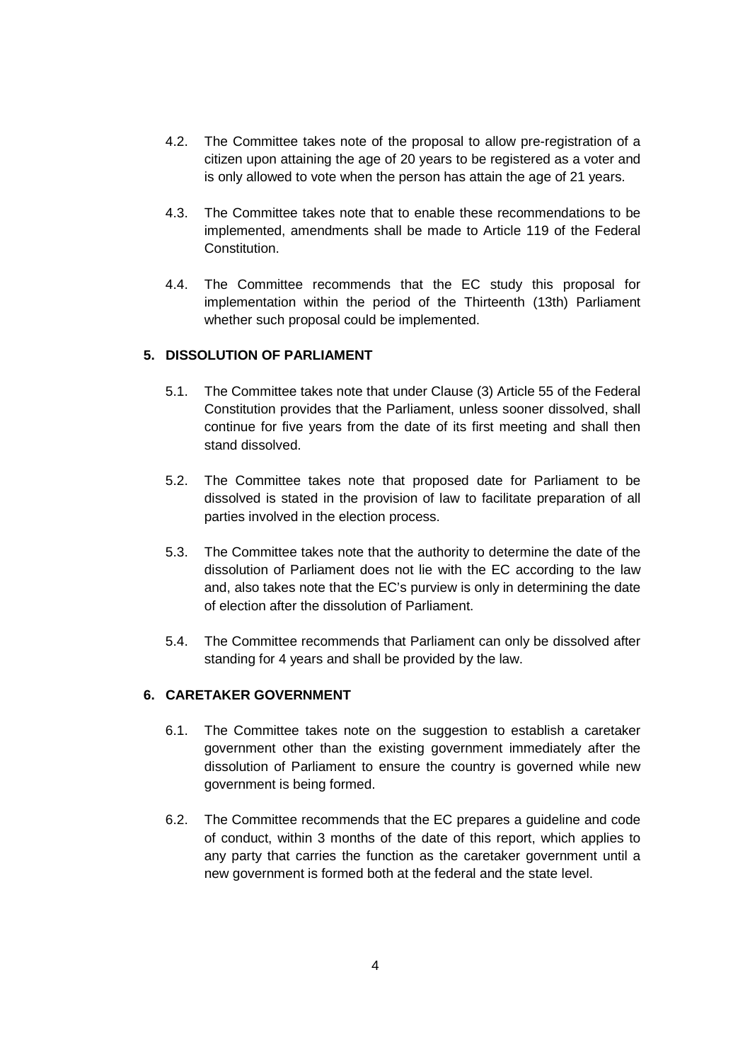4.2. The Committee takes note of the proposal to allow pre-registration of a citizen upon attaining the age of 20 years to be registered as a voter and is only allowed to vote when the person has attain the age of 21 years.

4.3. The Committee takes note that to enable these recommendations to be implemented, amendments shall be made to Article 119 of the Federal Constitution.

4.4. The Committee recommends that the EC study this proposal for implementation within the period of the Thirteenth (13th) Parliament whether such proposal could be implemented.

## 5. DISSOLUTION OF PARLIAMENT

5.1. The Committee takes note that under Clause (3) Article 55 of the Federal Constitution provides that the Parliament, unless sooner dissolved, shall continue for five years from the date of its first meeting and shall then stand dissolved.

5.2. The Committee takes note that proposed date for Parliament to be dissolved is stated in the provision of law to facilitate preparation of all parties involved in the election process.

5.3. The Committee takes note that the authority to determine the date of the dissolution of Parliament does not lie with the EC according to the law and, also takes note that the EC's purview is only in determining the date of election after the dissolution of Parliament.

5.4. The Committee recommends that Parliament can only be dissolved after standing for 4 years and shall be provided by the law.

## 6. CARETAKER GOVERNMENT

6.1. The Committee takes note on the suggestion to establish a caretaker government other than the existing government immediately after the dissolution of Parliament to ensure the country is governed while new government is being formed.

6.2. The Committee recommends that the EC prepares a guideline and code of conduct, within 3 months of the date of this report, which applies to any party that carries the function as the caretaker government until a new government is formed both at the federal and the state level.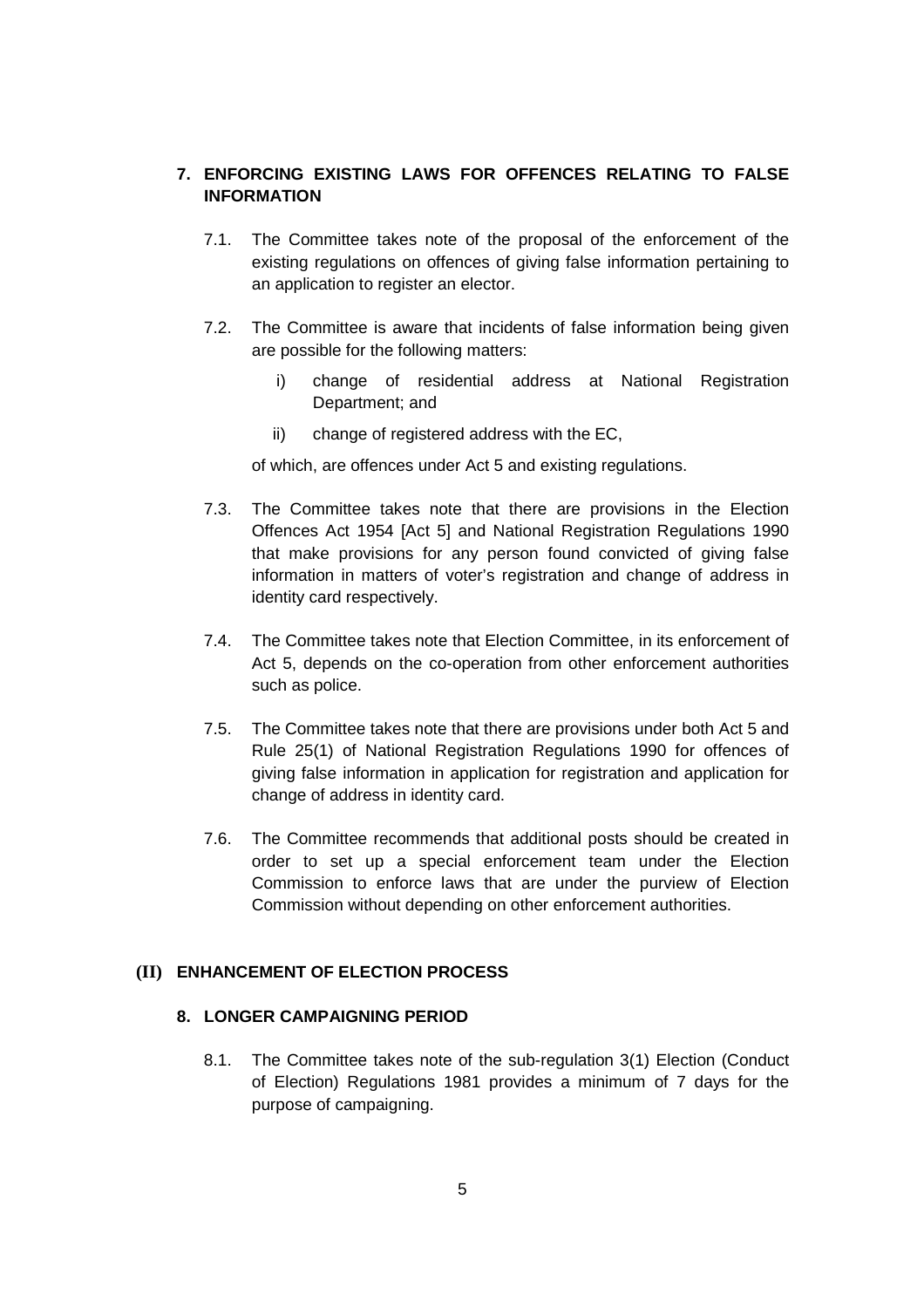## 7. ENFORCING EXISTING LAWS FOR OFFENCES RELATING TO FALSE INFORMATION

7.1. The Committee takes note of the proposal of the enforcement of the existing regulations on offences of giving false information pertaining to an application to register an elector.

7.2. The Committee is aware that incidents of false information being given are possible for the following matters:

i) change of residential address at National Registration Department; and

ii) change of registered address with the EC,

of which, are offences under Act 5 and existing regulations.

7.3. The Committee takes note that there are provisions in the Election Offences Act 1954 [Act 5] and National Registration Regulations 1990 that make provisions for any person found convicted of giving false information in matters of voter's registration and change of address in identity card respectively.

7.4. The Committee takes note that Election Committee, in its enforcement of Act 5, depends on the co-operation from other enforcement authorities such as police.

7.5. The Committee takes note that there are provisions under both Act 5 and Rule 25(1) of National Registration Regulations 1990 for offences of giving false information in application for registration and application for change of address in identity card.

7.6. The Committee recommends that additional posts should be created in order to set up a special enforcement team under the Election Commission to enforce laws that are under the purview of Election Commission without depending on other enforcement authorities.

# (II) ENHANCEMENT OF ELECTION PROCESS

## 8. LONGER CAMPAIGNING PERIOD

8.1. The Committee takes note of the sub-regulation 3(1) Election (Conduct of Election) Regulations 1981 provides a minimum of 7 days for the purpose of campaigning.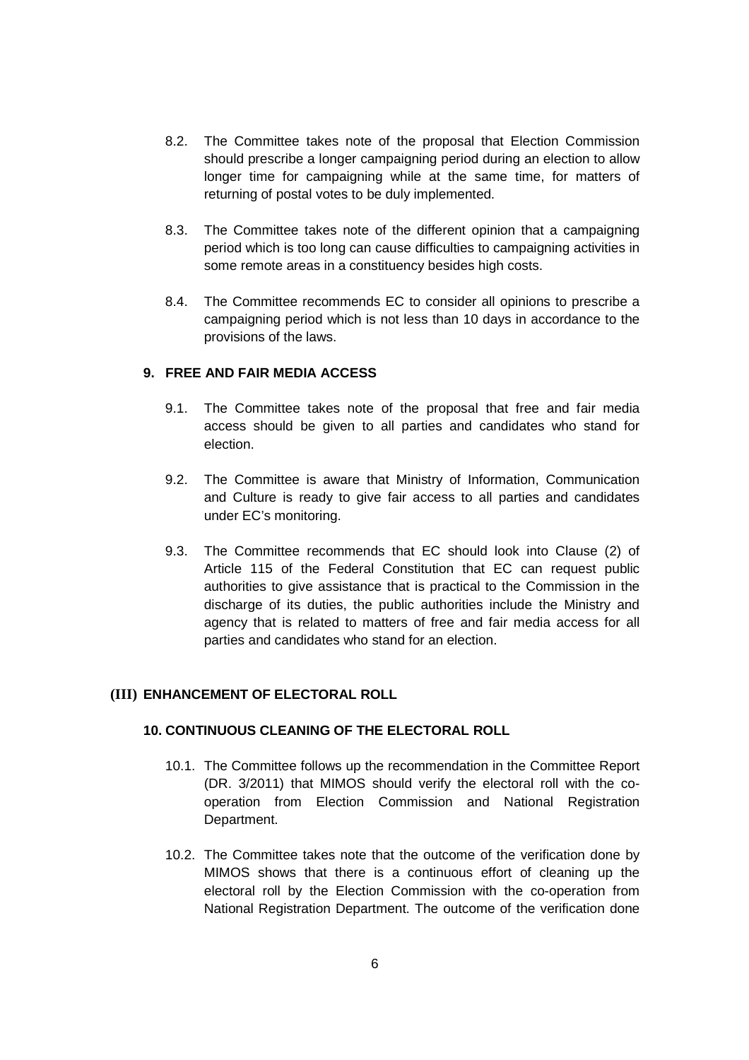8.2. The Committee takes note of the proposal that Election Commission should prescribe a longer campaigning period during an election to allow longer time for campaigning while at the same time, for matters of returning of postal votes to be duly implemented.

8.3. The Committee takes note of the different opinion that a campaigning period which is too long can cause difficulties to campaigning activities in some remote areas in a constituency besides high costs.

8.4. The Committee recommends EC to consider all opinions to prescribe a campaigning period which is not less than 10 days in accordance to the provisions of the laws.

### 9. FREE AND FAIR MEDIA ACCESS

9.1. The Committee takes note of the proposal that free and fair media access should be given to all parties and candidates who stand for election.

9.2. The Committee is aware that Ministry of Information, Communication and Culture is ready to give fair access to all parties and candidates under EC's monitoring.

9.3. The Committee recommends that EC should look into Clause (2) of Article 115 of the Federal Constitution that EC can request public authorities to give assistance that is practical to the Commission in the discharge of its duties, the public authorities include the Ministry and agency that is related to matters of free and fair media access for all parties and candidates who stand for an election.

## (III) ENHANCEMENT OF ELECTORAL ROLL

### 10. CONTINUOUS CLEANING OF THE ELECTORAL ROLL

10.1. The Committee follows up the recommendation in the Committee Report (DR. 3/2011) that MIMOS should verify the electoral roll with the co-operation from Election Commission and National Registration Department.

10.2. The Committee takes note that the outcome of the verification done by MIMOS shows that there is a continuous effort of cleaning up the electoral roll by the Election Commission with the co-operation from National Registration Department. The outcome of the verification done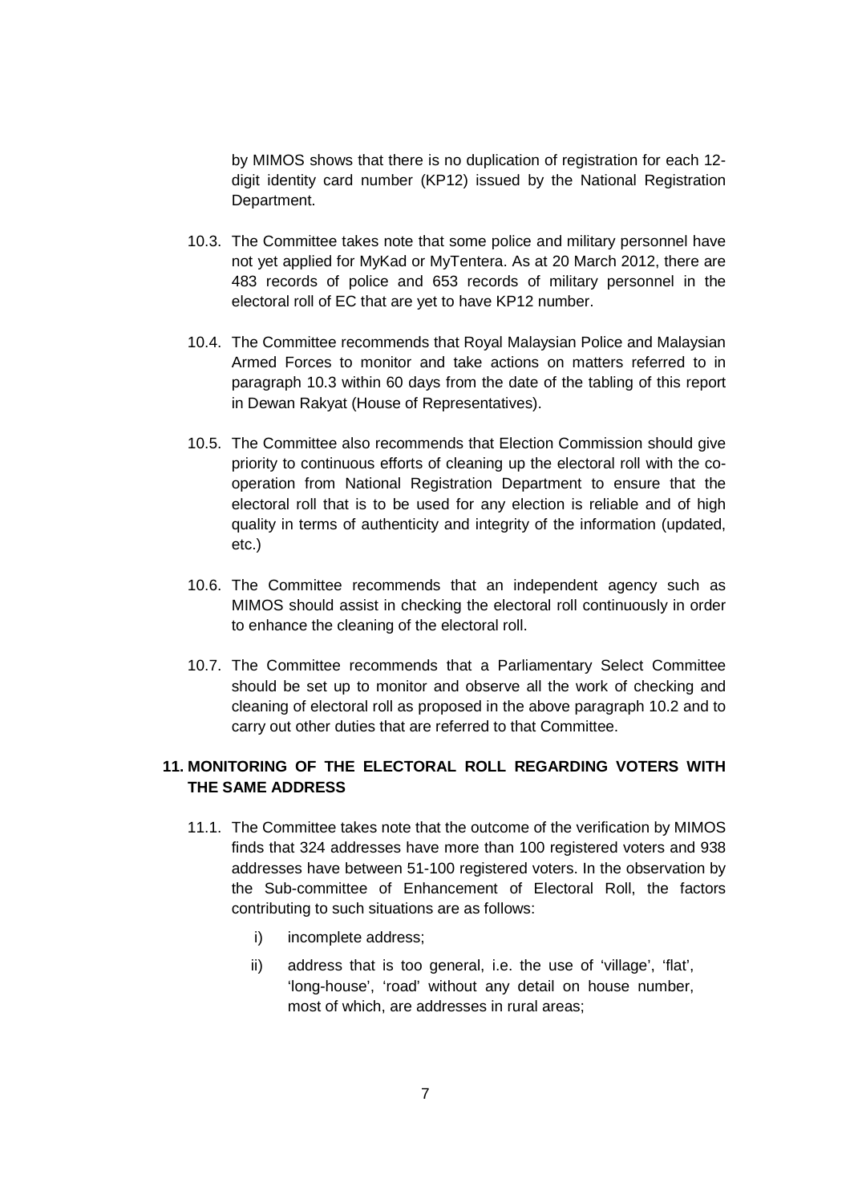by MIMOS shows that there is no duplication of registration for each 12-digit identity card number (KP12) issued by the National Registration Department.

10.3. The Committee takes note that some police and military personnel have not yet applied for MyKad or MyTentera. As at 20 March 2012, there are 483 records of police and 653 records of military personnel in the electoral roll of EC that are yet to have KP12 number.

10.4. The Committee recommends that Royal Malaysian Police and Malaysian Armed Forces to monitor and take actions on matters referred to in paragraph 10.3 within 60 days from the date of the tabling of this report in Dewan Rakyat (House of Representatives).

10.5. The Committee also recommends that Election Commission should give priority to continuous efforts of cleaning up the electoral roll with the co-operation from National Registration Department to ensure that the electoral roll that is to be used for any election is reliable and of high quality in terms of authenticity and integrity of the information (updated, etc.)

10.6. The Committee recommends that an independent agency such as MIMOS should assist in checking the electoral roll continuously in order to enhance the cleaning of the electoral roll.

10.7. The Committee recommends that a Parliamentary Select Committee should be set up to monitor and observe all the work of checking and cleaning of electoral roll as proposed in the above paragraph 10.2 and to carry out other duties that are referred to that Committee.

## 11. MONITORING OF THE ELECTORAL ROLL REGARDING VOTERS WITH THE SAME ADDRESS

11.1. The Committee takes note that the outcome of the verification by MIMOS finds that 324 addresses have more than 100 registered voters and 938 addresses have between 51-100 registered voters. In the observation by the Sub-committee of Enhancement of Electoral Roll, the factors contributing to such situations are as follows:

i) incomplete address;

ii) address that is too general, i.e. the use of 'village', 'flat', 'long-house', 'road' without any detail on house number, most of which, are addresses in rural areas;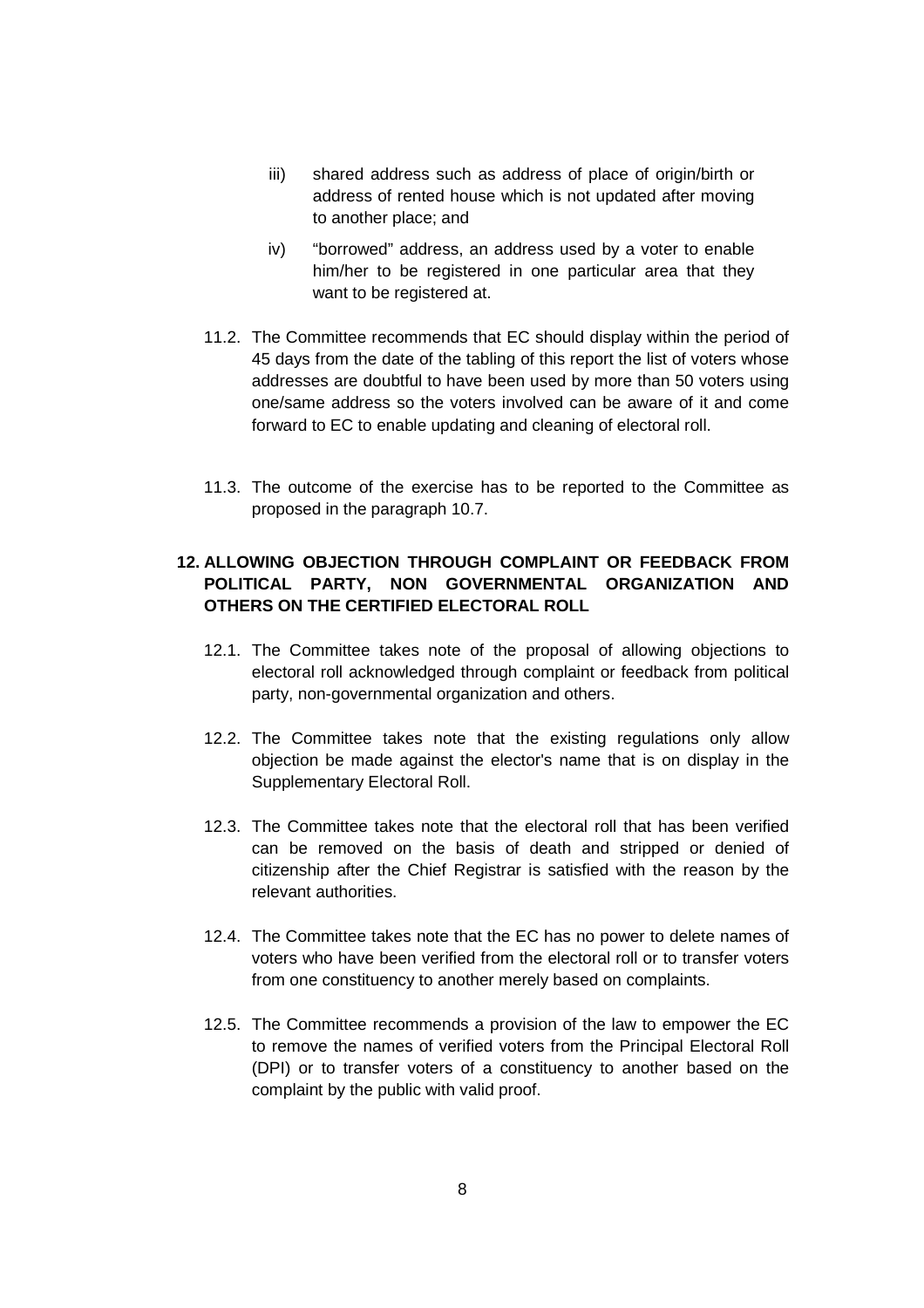iii) shared address such as address of place of origin/birth or address of rented house which is not updated after moving to another place; and

iv) “borrowed” address, an address used by a voter to enable him/her to be registered in one particular area that they want to be registered at.

11.2. The Committee recommends that EC should display within the period of 45 days from the date of the tabling of this report the list of voters whose addresses are doubtful to have been used by more than 50 voters using one/same address so the voters involved can be aware of it and come forward to EC to enable updating and cleaning of electoral roll.

11.3. The outcome of the exercise has to be reported to the Committee as proposed in the paragraph 10.7.

## 12. ALLOWING OBJECTION THROUGH COMPLAINT OR FEEDBACK FROM POLITICAL PARTY, NON GOVERNMENTAL ORGANIZATION AND OTHERS ON THE CERTIFIED ELECTORAL ROLL

12.1. The Committee takes note of the proposal of allowing objections to electoral roll acknowledged through complaint or feedback from political party, non-governmental organization and others.

12.2. The Committee takes note that the existing regulations only allow objection be made against the elector's name that is on display in the Supplementary Electoral Roll.

12.3. The Committee takes note that the electoral roll that has been verified can be removed on the basis of death and stripped or denied of citizenship after the Chief Registrar is satisfied with the reason by the relevant authorities.

12.4. The Committee takes note that the EC has no power to delete names of voters who have been verified from the electoral roll or to transfer voters from one constituency to another merely based on complaints.

12.5. The Committee recommends a provision of the law to empower the EC to remove the names of verified voters from the Principal Electoral Roll (DPI) or to transfer voters of a constituency to another based on the complaint by the public with valid proof.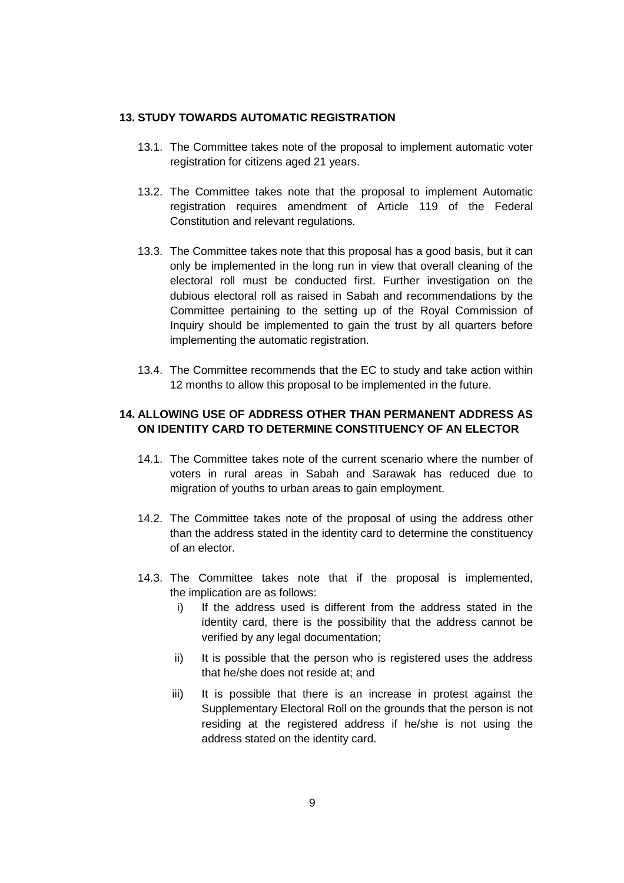## 13. STUDY TOWARDS AUTOMATIC REGISTRATION

13.1. The Committee takes note of the proposal to implement automatic voter registration for citizens aged 21 years.

13.2. The Committee takes note that the proposal to implement Automatic registration requires amendment of Article 119 of the Federal Constitution and relevant regulations.

13.3. The Committee takes note that this proposal has a good basis, but it can only be implemented in the long run in view that overall cleaning of the electoral roll must be conducted first. Further investigation on the dubious electoral roll as raised in Sabah and recommendations by the Committee pertaining to the setting up of the Royal Commission of Inquiry should be implemented to gain the trust by all quarters before implementing the automatic registration.

13.4. The Committee recommends that the EC to study and take action within 12 months to allow this proposal to be implemented in the future.

## 14. ALLOWING USE OF ADDRESS OTHER THAN PERMANENT ADDRESS AS ON IDENTITY CARD TO DETERMINE CONSTITUENCY OF AN ELECTOR

14.1. The Committee takes note of the current scenario where the number of voters in rural areas in Sabah and Sarawak has reduced due to migration of youths to urban areas to gain employment.

14.2. The Committee takes note of the proposal of using the address other than the address stated in the identity card to determine the constituency of an elector.

14.3. The Committee takes note that if the proposal is implemented, the implication are as follows:

i) If the address used is different from the address stated in the identity card, there is the possibility that the address cannot be verified by any legal documentation;

ii) It is possible that the person who is registered uses the address that he/she does not reside at; and

iii) It is possible that there is an increase in protest against the Supplementary Electoral Roll on the grounds that the person is not residing at the registered address if he/she is not using the address stated on the identity card.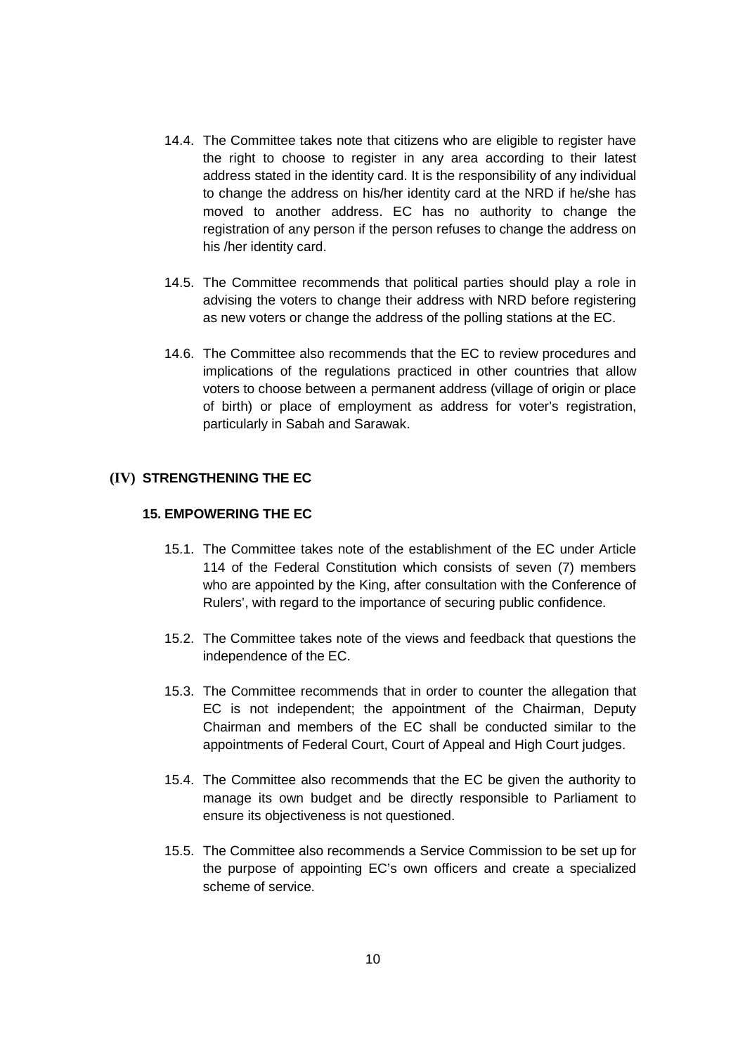14.4. The Committee takes note that citizens who are eligible to register have the right to choose to register in any area according to their latest address stated in the identity card. It is the responsibility of any individual to change the address on his/her identity card at the NRD if he/she has moved to another address. EC has no authority to change the registration of any person if the person refuses to change the address on his /her identity card.

14.5. The Committee recommends that political parties should play a role in advising the voters to change their address with NRD before registering as new voters or change the address of the polling stations at the EC.

14.6. The Committee also recommends that the EC to review procedures and implications of the regulations practiced in other countries that allow voters to choose between a permanent address (village of origin or place of birth) or place of employment as address for voter's registration, particularly in Sabah and Sarawak.

## (IV) STRENGTHENING THE EC

### 15. EMPOWERING THE EC

15.1. The Committee takes note of the establishment of the EC under Article 114 of the Federal Constitution which consists of seven (7) members who are appointed by the King, after consultation with the Conference of Rulers', with regard to the importance of securing public confidence.

15.2. The Committee takes note of the views and feedback that questions the independence of the EC.

15.3. The Committee recommends that in order to counter the allegation that EC is not independent; the appointment of the Chairman, Deputy Chairman and members of the EC shall be conducted similar to the appointments of Federal Court, Court of Appeal and High Court judges.

15.4. The Committee also recommends that the EC be given the authority to manage its own budget and be directly responsible to Parliament to ensure its objectiveness is not questioned.

15.5. The Committee also recommends a Service Commission to be set up for the purpose of appointing EC's own officers and create a specialized scheme of service.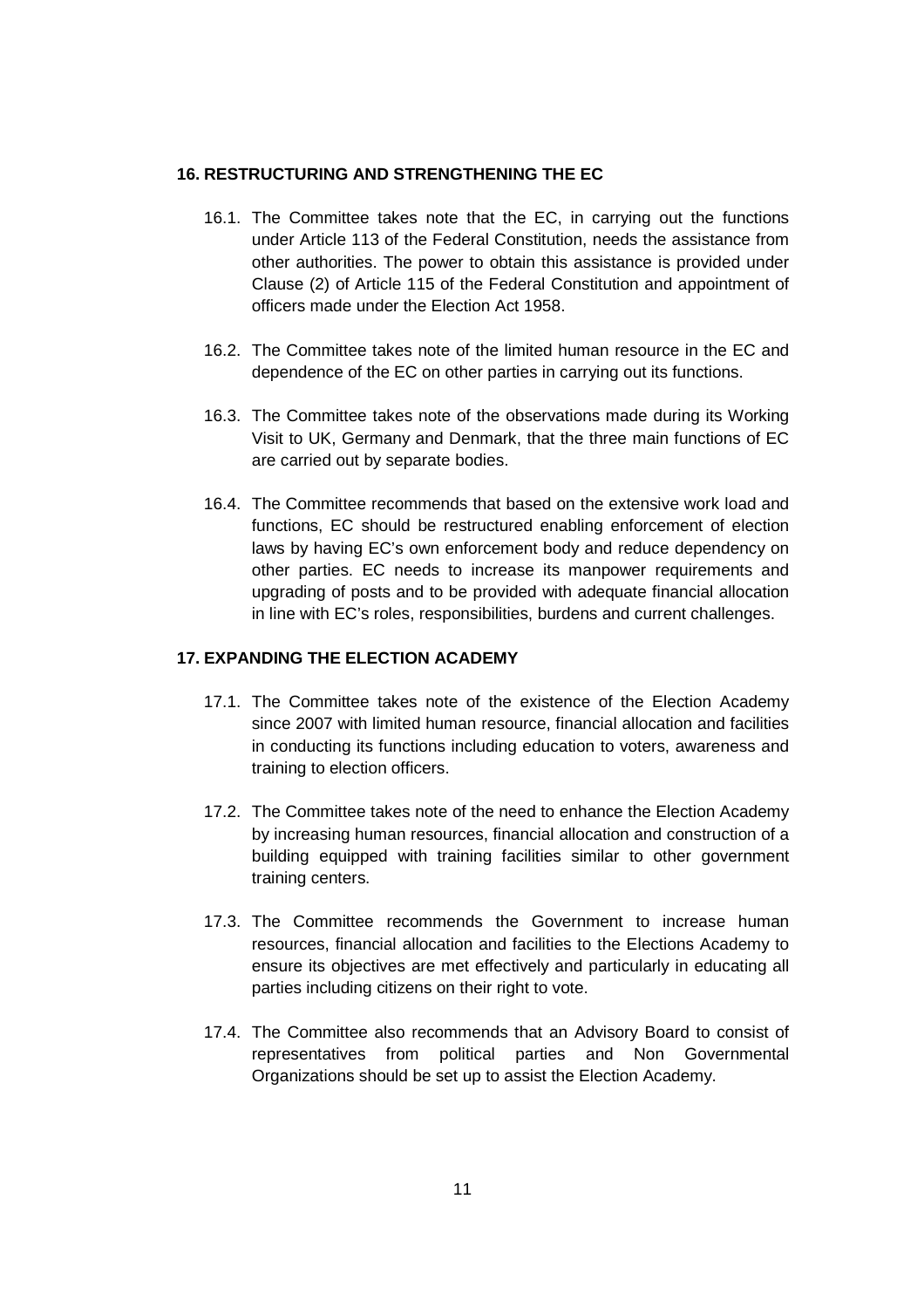## 16. RESTRUCTURING AND STRENGTHENING THE EC

16.1. The Committee takes note that the EC, in carrying out the functions under Article 113 of the Federal Constitution, needs the assistance from other authorities. The power to obtain this assistance is provided under Clause (2) of Article 115 of the Federal Constitution and appointment of officers made under the Election Act 1958.

16.2. The Committee takes note of the limited human resource in the EC and dependence of the EC on other parties in carrying out its functions.

16.3. The Committee takes note of the observations made during its Working Visit to UK, Germany and Denmark, that the three main functions of EC are carried out by separate bodies.

16.4. The Committee recommends that based on the extensive work load and functions, EC should be restructured enabling enforcement of election laws by having EC's own enforcement body and reduce dependency on other parties. EC needs to increase its manpower requirements and upgrading of posts and to be provided with adequate financial allocation in line with EC's roles, responsibilities, burdens and current challenges.

## 17. EXPANDING THE ELECTION ACADEMY

17.1. The Committee takes note of the existence of the Election Academy since 2007 with limited human resource, financial allocation and facilities in conducting its functions including education to voters, awareness and training to election officers.

17.2. The Committee takes note of the need to enhance the Election Academy by increasing human resources, financial allocation and construction of a building equipped with training facilities similar to other government training centers.

17.3. The Committee recommends the Government to increase human resources, financial allocation and facilities to the Elections Academy to ensure its objectives are met effectively and particularly in educating all parties including citizens on their right to vote.

17.4. The Committee also recommends that an Advisory Board to consist of representatives from political parties and Non Governmental Organizations should be set up to assist the Election Academy.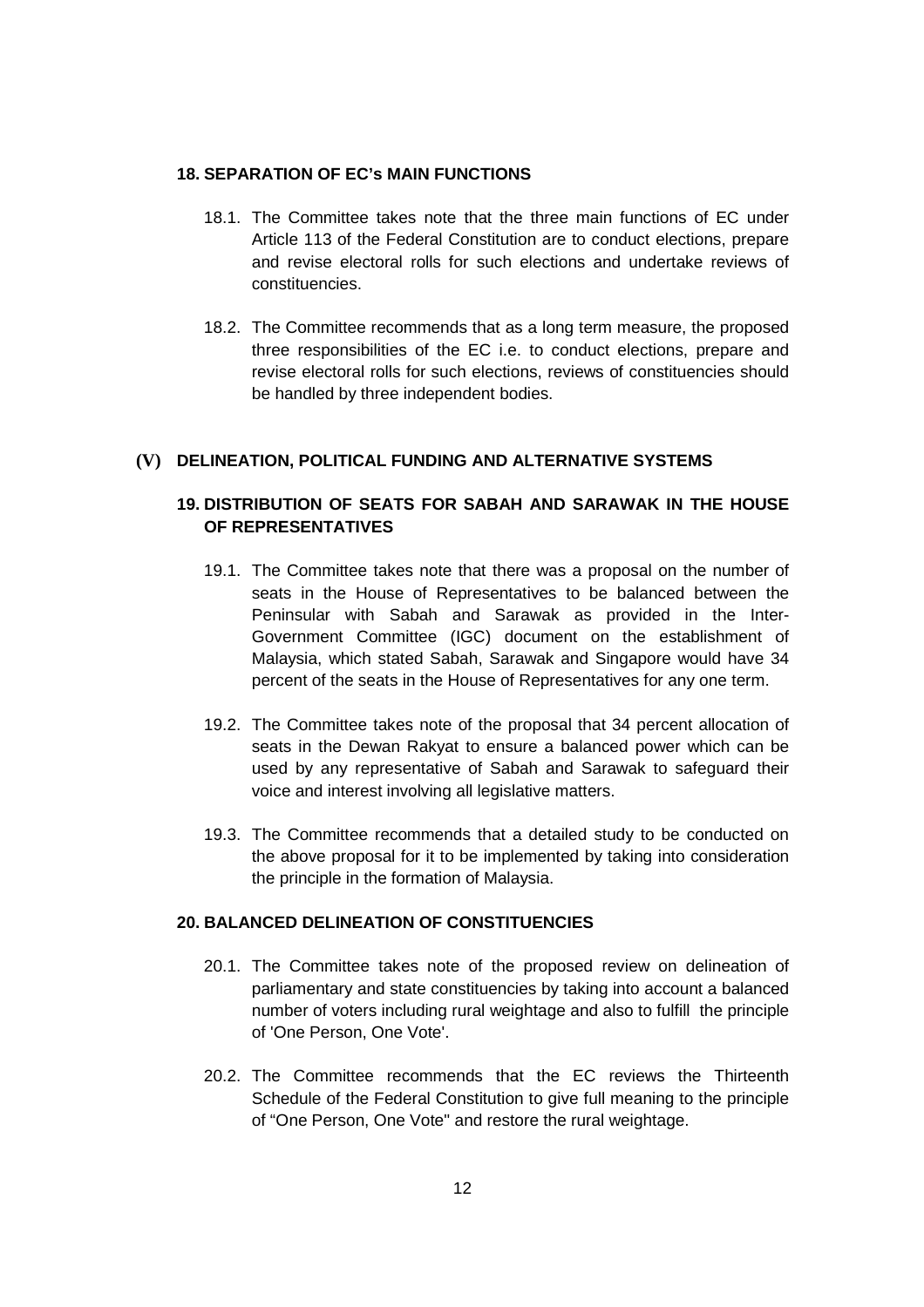### 18. SEPARATION OF EC's MAIN FUNCTIONS

18.1. The Committee takes note that the three main functions of EC under Article 113 of the Federal Constitution are to conduct elections, prepare and revise electoral rolls for such elections and undertake reviews of constituencies.

18.2. The Committee recommends that as a long term measure, the proposed three responsibilities of the EC i.e. to conduct elections, prepare and revise electoral rolls for such elections, reviews of constituencies should be handled by three independent bodies.

## (V) DELINEATION, POLITICAL FUNDING AND ALTERNATIVE SYSTEMS

### 19. DISTRIBUTION OF SEATS FOR SABAH AND SARAWAK IN THE HOUSE OF REPRESENTATIVES

19.1. The Committee takes note that there was a proposal on the number of seats in the House of Representatives to be balanced between the Peninsular with Sabah and Sarawak as provided in the Inter-Government Committee (IGC) document on the establishment of Malaysia, which stated Sabah, Sarawak and Singapore would have 34 percent of the seats in the House of Representatives for any one term.

19.2. The Committee takes note of the proposal that 34 percent allocation of seats in the Dewan Rakyat to ensure a balanced power which can be used by any representative of Sabah and Sarawak to safeguard their voice and interest involving all legislative matters.

19.3. The Committee recommends that a detailed study to be conducted on the above proposal for it to be implemented by taking into consideration the principle in the formation of Malaysia.

### 20. BALANCED DELINEATION OF CONSTITUENCIES

20.1. The Committee takes note of the proposed review on delineation of parliamentary and state constituencies by taking into account a balanced number of voters including rural weightage and also to fulfill the principle of 'One Person, One Vote'.

20.2. The Committee recommends that the EC reviews the Thirteenth Schedule of the Federal Constitution to give full meaning to the principle of "One Person, One Vote" and restore the rural weightage.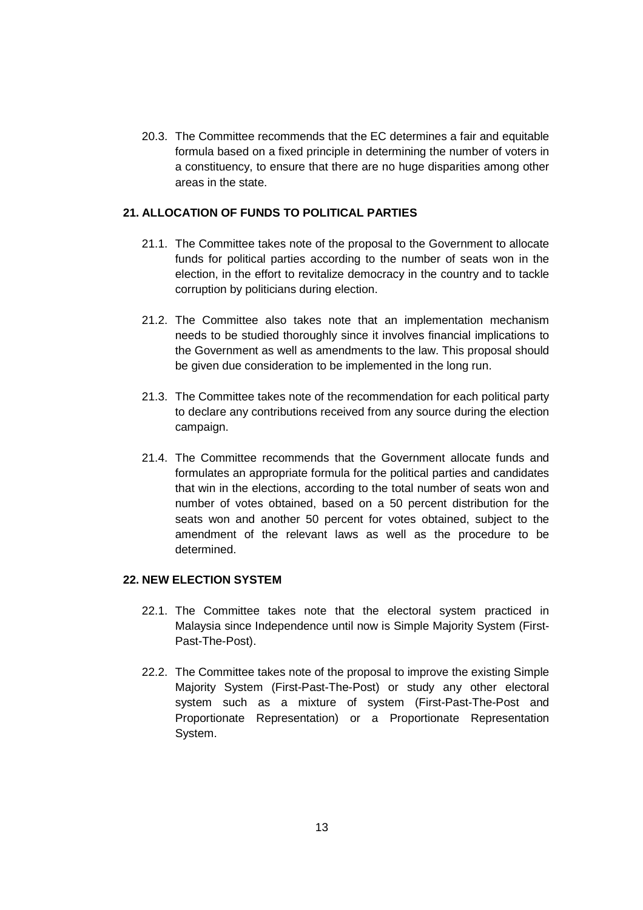20.3. The Committee recommends that the EC determines a fair and equitable formula based on a fixed principle in determining the number of voters in a constituency, to ensure that there are no huge disparities among other areas in the state.

## 21. ALLOCATION OF FUNDS TO POLITICAL PARTIES

21.1. The Committee takes note of the proposal to the Government to allocate funds for political parties according to the number of seats won in the election, in the effort to revitalize democracy in the country and to tackle corruption by politicians during election.

21.2. The Committee also takes note that an implementation mechanism needs to be studied thoroughly since it involves financial implications to the Government as well as amendments to the law. This proposal should be given due consideration to be implemented in the long run.

21.3. The Committee takes note of the recommendation for each political party to declare any contributions received from any source during the election campaign.

21.4. The Committee recommends that the Government allocate funds and formulates an appropriate formula for the political parties and candidates that win in the elections, according to the total number of seats won and number of votes obtained, based on a 50 percent distribution for the seats won and another 50 percent for votes obtained, subject to the amendment of the relevant laws as well as the procedure to be determined.

## 22. NEW ELECTION SYSTEM

22.1. The Committee takes note that the electoral system practiced in Malaysia since Independence until now is Simple Majority System (First-Past-The-Post).

22.2. The Committee takes note of the proposal to improve the existing Simple Majority System (First-Past-The-Post) or study any other electoral system such as a mixture of system (First-Past-The-Post and Proportionate Representation) or a Proportionate Representation System.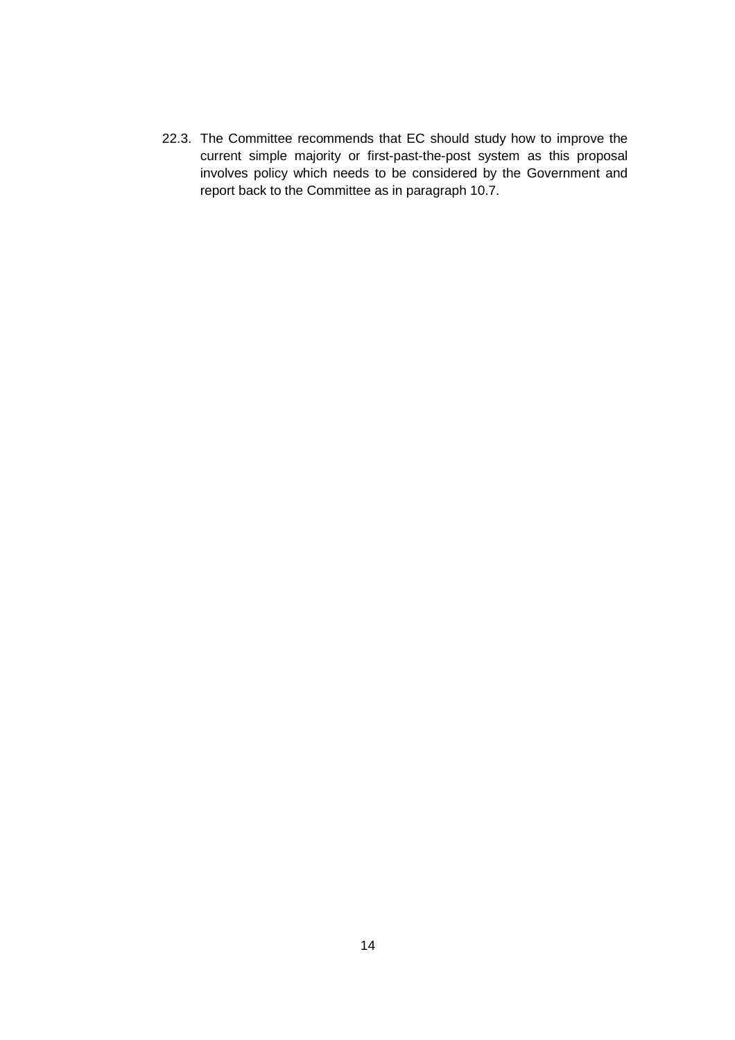22.3. The Committee recommends that EC should study how to improve the current simple majority or first-past-the-post system as this proposal involves policy which needs to be considered by the Government and report back to the Committee as in paragraph 10.7.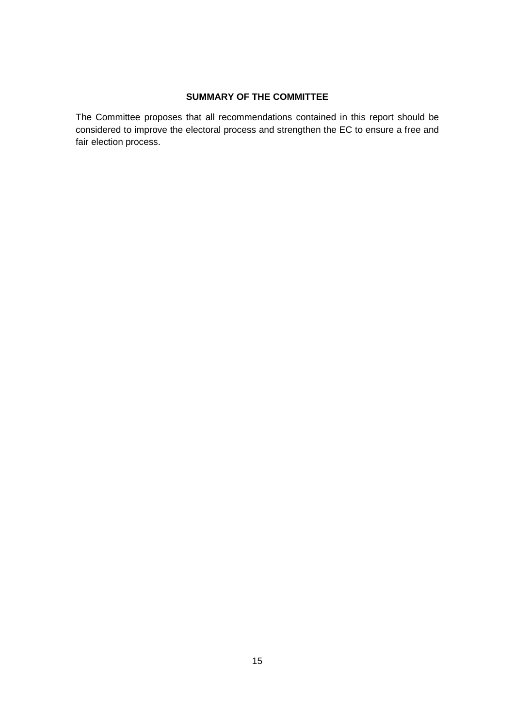## SUMMARY OF THE COMMITTEE

The Committee proposes that all recommendations contained in this report should be considered to improve the electoral process and strengthen the EC to ensure a free and fair election process.